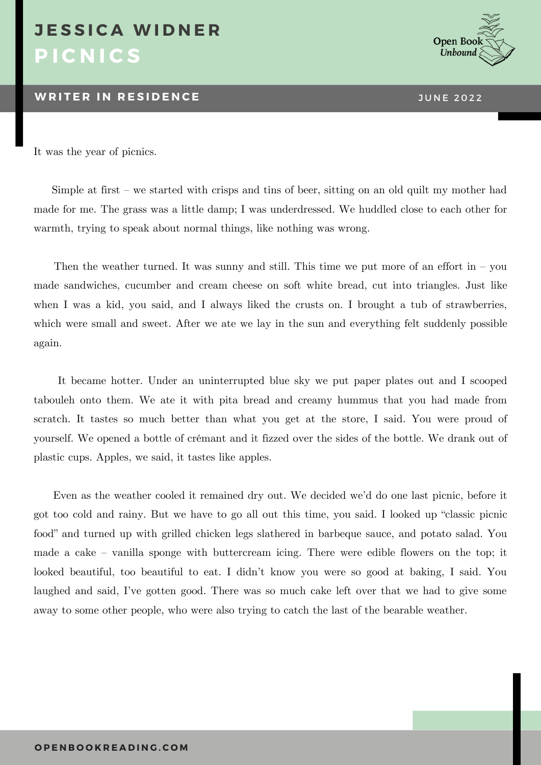# JESSICA WIDNER

## PICNICS

**WRITER IN RESIDENCE** JUNE 2022

It was the year of picnics.

Simple at first – we started with crisps and tins of beer, sitting on an old quilt my mother had made for me. The grass was a little damp; I was underdressed. We huddled close to each other for warmth, trying to speak about normal things, like nothing was wrong.

Then the weather turned. It was sunny and still. This time we put more of an effort in – you made sandwiches, cucumber and cream cheese on soft white bread, cut into triangles. Just like when I was a kid, you said, and I always liked the crusts on. I brought a tub of strawberries, which were small and sweet. After we ate we lay in the sun and everything felt suddenly possible again.

It became hotter. Under an uninterrupted blue sky we put paper plates out and I scooped tabouleh onto them. We ate it with pita bread and creamy hummus that you had made from scratch. It tastes so much better than what you get at the store, I said. You were proud of yourself. We opened a bottle of crémant and it fizzed over the sides of the bottle. We drank out of plastic cups. Apples, we said, it tastes like apples.

Even as the weather cooled it remained dry out. We decided we'd do one last picnic, before it got too cold and rainy. But we have to go all out this time, you said. I looked up "classic picnic food" and turned up with grilled chicken legs slathered in barbeque sauce, and potato salad. You made a cake – vanilla sponge with buttercream icing. There were edible flowers on the top; it looked beautiful, too beautiful to eat. I didn't know you were so good at baking, I said. You laughed and said, I've gotten good. There was so much cake left over that we had to give some away to some other people, who were also trying to catch the last of the bearable weather.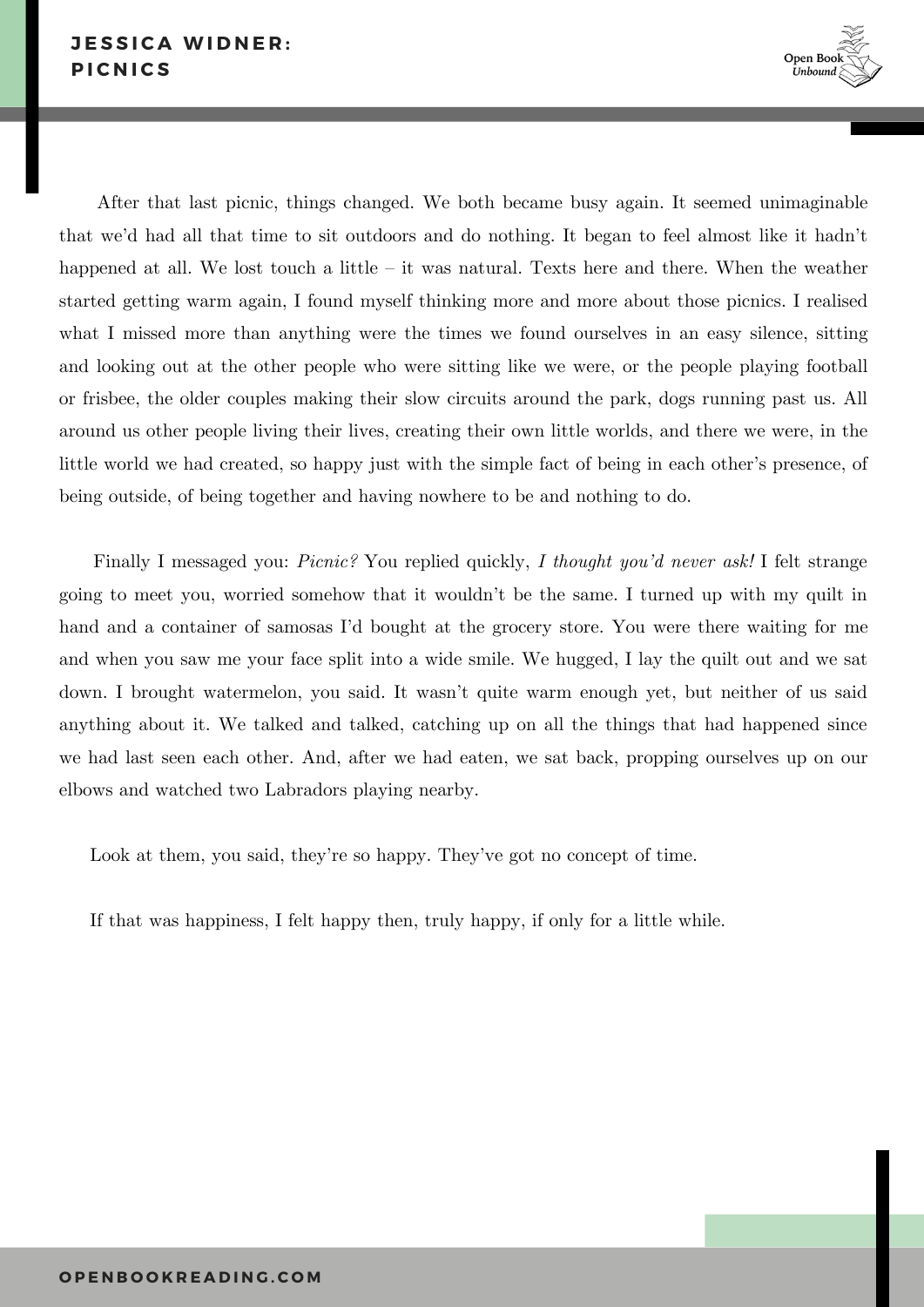After that last picnic, things changed. We both became busy again. It seemed unimaginable that we'd had all that time to sit outdoors and do nothing. It began to feel almost like it hadn't happened at all. We lost touch a little – it was natural. Texts here and there. When the weather started getting warm again, I found myself thinking more and more about those picnics. I realised what I missed more than anything were the times we found ourselves in an easy silence, sitting and looking out at the other people who were sitting like we were, or the people playing football or frisbee, the older couples making their slow circuits around the park, dogs running past us. All around us other people living their lives, creating their own little worlds, and there we were, in the little world we had created, so happy just with the simple fact of being in each other's presence, of being outside, of being together and having nowhere to be and nothing to do.

Finally I messaged you: *Picnic?* You replied quickly, *I thought you'd never ask!* I felt strange going to meet you, worried somehow that it wouldn't be the same. I turned up with my quilt in hand and a container of samosas I'd bought at the grocery store. You were there waiting for me and when you saw me your face split into a wide smile. We hugged, I lay the quilt out and we sat down. I brought watermelon, you said. It wasn't quite warm enough yet, but neither of us said anything about it. We talked and talked, catching up on all the things that had happened since we had last seen each other. And, after we had eaten, we sat back, propping ourselves up on our elbows and watched two Labradors playing nearby.

Look at them, you said, they're so happy. They've got no concept of time.

If that was happiness, I felt happy then, truly happy, if only for a little while.